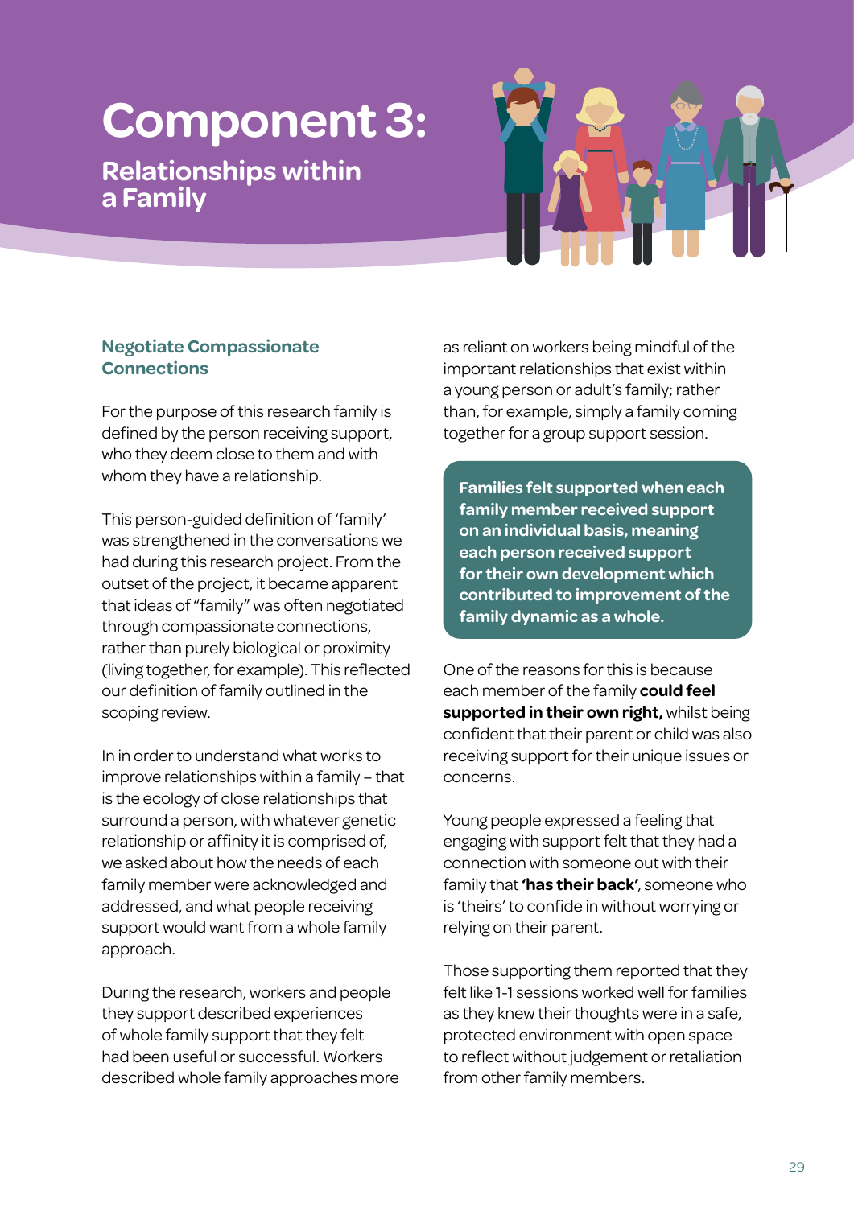# Component 3:

## Relationships within a Family

### Negotiate Compassionate Connections

For the purpose of this research family is defined by the person receiving support, who they deem close to them and with whom they have a relationship.

This person-guided definition of 'family' was strengthened in the conversations we had during this research project. From the outset of the project, it became apparent that ideas of "family" was often negotiated through compassionate connections, rather than purely biological or proximity (living together, for example). This reflected our definition of family outlined in the scoping review.

In in order to understand what works to improve relationships within a family – that is the ecology of close relationships that surround a person, with whatever genetic relationship or affinity it is comprised of, we asked about how the needs of each family member were acknowledged and addressed, and what people receiving support would want from a whole family approach.

During the research, workers and people they support described experiences of whole family support that they felt had been useful or successful. Workers described whole family approaches more as reliant on workers being mindful of the important relationships that exist within a young person or adult's family; rather than, for example, simply a family coming together for a group support session.

**Families felt supported when each family member received support on an individual basis, meaning each person received support for their own development which contributed to improvement of the family dynamic as a whole.**

One of the reasons for this is because each member of the family **could feel supported in their own right,** whilst being confident that their parent or child was also receiving support for their unique issues or concerns.

Young people expressed a feeling that engaging with support felt that they had a connection with someone out with their family that **'has their back'**, someone who is 'theirs' to confide in without worrying or relying on their parent.

Those supporting them reported that they felt like 1-1 sessions worked well for families as they knew their thoughts were in a safe, protected environment with open space to reflect without judgement or retaliation from other family members.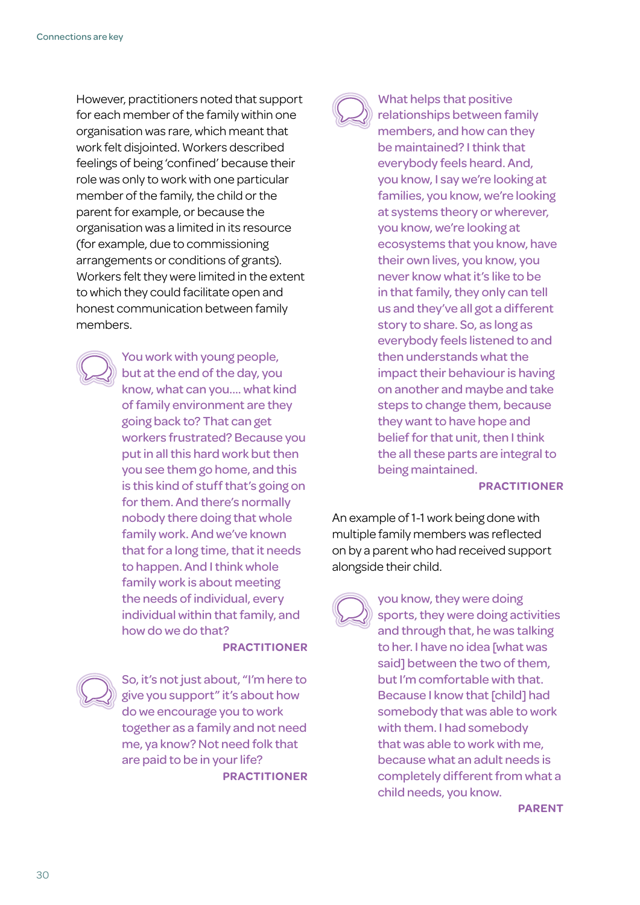However, practitioners noted that support for each member of the family within one organisation was rare, which meant that work felt disjointed. Workers described feelings of being 'confined' because their role was only to work with one particular member of the family, the child or the parent for example, or because the organisation was a limited in its resource (for example, due to commissioning arrangements or conditions of grants). Workers felt they were limited in the extent to which they could facilitate open and honest communication between family members.

> You work with young people, but at the end of the day, you know, what can you.... what kind of family environment are they going back to? That can get workers frustrated? Because you put in all this hard work but then you see them go home, and this is this kind of stuff that's going on for them. And there's normally nobody there doing that whole family work. And we've known that for a long time, that it needs to happen. And I think whole family work is about meeting the needs of individual, every individual within that family, and how do we do that?
>
> **PRACTITIONER**

> So, it's not just about, "I'm here to give you support" it's about how do we encourage you to work together as a family and not need me, ya know? Not need folk that are paid to be in your life?
>
> **PRACTITIONER**

> What helps that positive relationships between family members, and how can they be maintained? I think that everybody feels heard. And, you know, I say we're looking at families, you know, we're looking at systems theory or wherever, you know, we're looking at ecosystems that you know, have their own lives, you know, you never know what it's like to be in that family, they only can tell us and they've all got a different story to share. So, as long as everybody feels listened to and then understands what the impact their behaviour is having on another and maybe and take steps to change them, because they want to have hope and belief for that unit, then I think the all these parts are integral to being maintained.
>
> **PRACTITIONER**

An example of 1-1 work being done with multiple family members was reflected on by a parent who had received support alongside their child.

> you know, they were doing sports, they were doing activities and through that, he was talking to her. I have no idea [what was said] between the two of them, but I'm comfortable with that. Because I know that [child] had somebody that was able to work with them. I had somebody that was able to work with me, because what an adult needs is completely different from what a child needs, you know.
>
> **PARENT**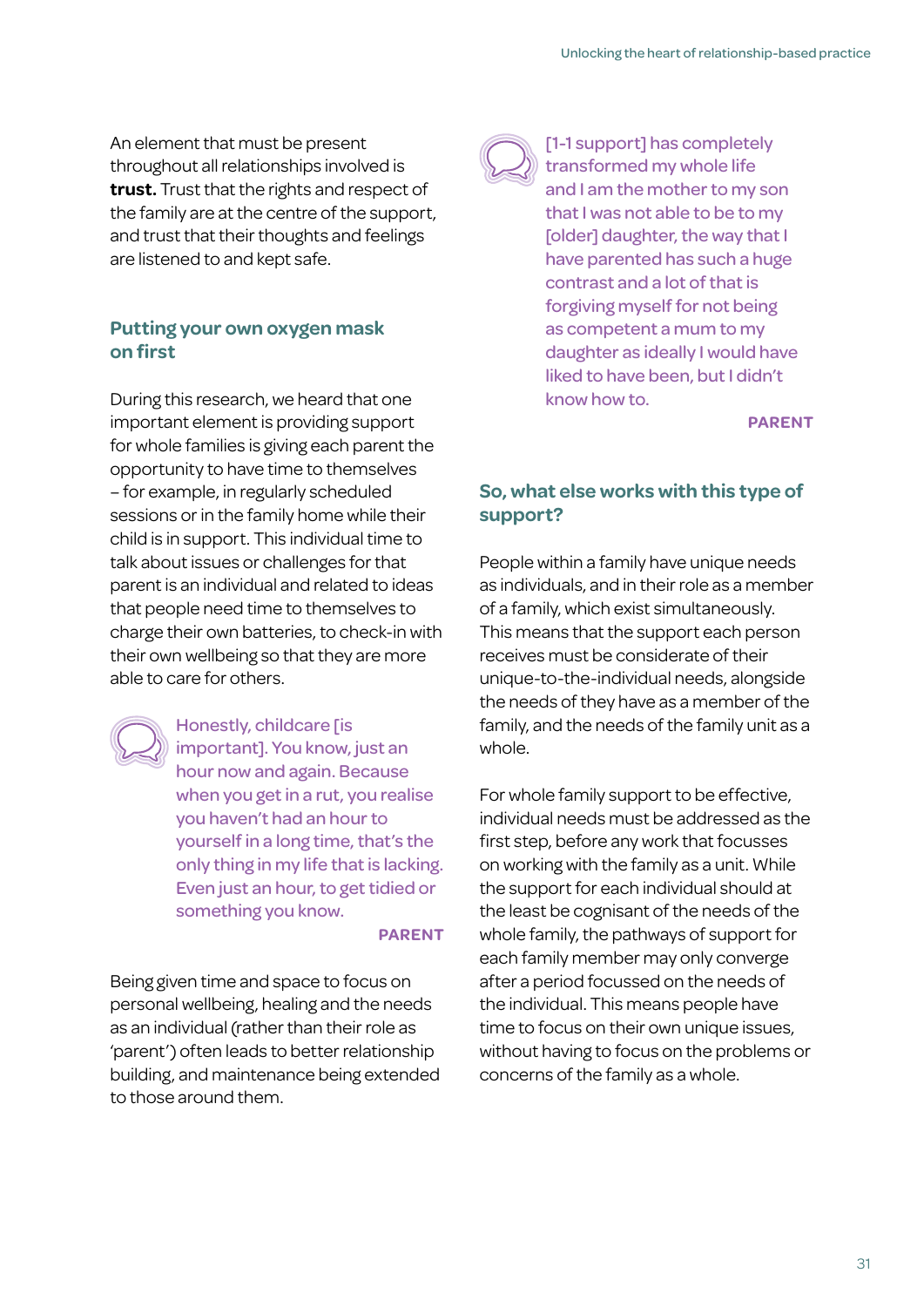An element that must be present throughout all relationships involved is **trust.** Trust that the rights and respect of the family are at the centre of the support, and trust that their thoughts and feelings are listened to and kept safe.

## Putting your own oxygen mask on first

During this research, we heard that one important element is providing support for whole families is giving each parent the opportunity to have time to themselves – for example, in regularly scheduled sessions or in the family home while their child is in support. This individual time to talk about issues or challenges for that parent is an individual and related to ideas that people need time to themselves to charge their own batteries, to check-in with their own wellbeing so that they are more able to care for others.

> Honestly, childcare [is important]. You know, just an hour now and again. Because when you get in a rut, you realise you haven't had an hour to yourself in a long time, that's the only thing in my life that is lacking. Even just an hour, to get tidied or something you know.
>
> **PARENT**

Being given time and space to focus on personal wellbeing, healing and the needs as an individual (rather than their role as 'parent') often leads to better relationship building, and maintenance being extended to those around them.

> [1-1 support] has completely transformed my whole life and I am the mother to my son that I was not able to be to my [older] daughter, the way that I have parented has such a huge contrast and a lot of that is forgiving myself for not being as competent a mum to my daughter as ideally I would have liked to have been, but I didn't know how to.
>
> **PARENT**

## So, what else works with this type of support?

People within a family have unique needs as individuals, and in their role as a member of a family, which exist simultaneously. This means that the support each person receives must be considerate of their unique-to-the-individual needs, alongside the needs of they have as a member of the family, and the needs of the family unit as a whole.

For whole family support to be effective, individual needs must be addressed as the first step, before any work that focusses on working with the family as a unit. While the support for each individual should at the least be cognisant of the needs of the whole family, the pathways of support for each family member may only converge after a period focussed on the needs of the individual. This means people have time to focus on their own unique issues, without having to focus on the problems or concerns of the family as a whole.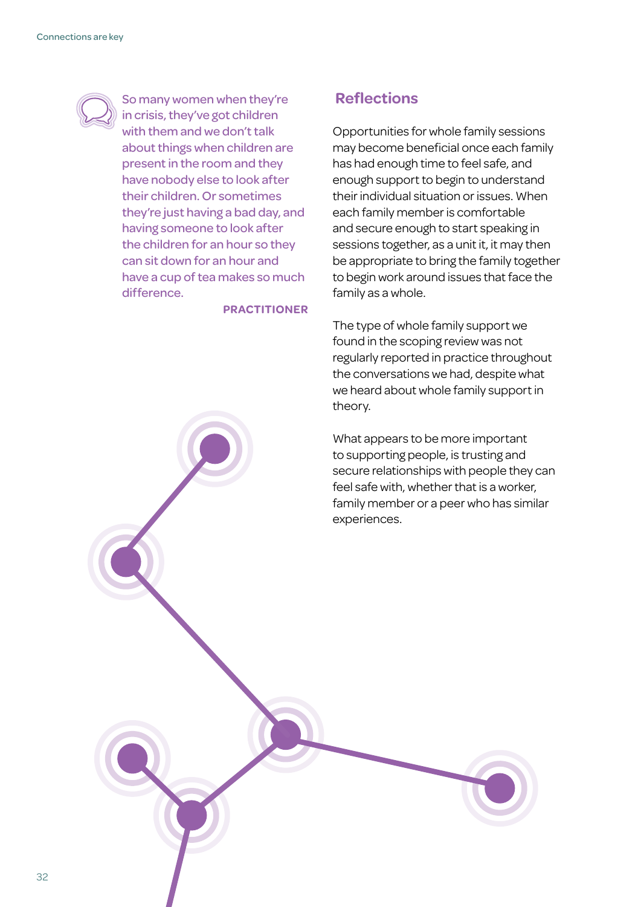> So many women when they're in crisis, they've got children with them and we don't talk about things when children are present in the room and they have nobody else to look after their children. Or sometimes they're just having a bad day, and having someone to look after the children for an hour so they can sit down for an hour and have a cup of tea makes so much difference.
>
> **PRACTITIONER**

## Reflections

Opportunities for whole family sessions may become beneficial once each family has had enough time to feel safe, and enough support to begin to understand their individual situation or issues. When each family member is comfortable and secure enough to start speaking in sessions together, as a unit it, it may then be appropriate to bring the family together to begin work around issues that face the family as a whole.

The type of whole family support we found in the scoping review was not regularly reported in practice throughout the conversations we had, despite what we heard about whole family support in theory.

What appears to be more important to supporting people, is trusting and secure relationships with people they can feel safe with, whether that is a worker, family member or a peer who has similar experiences.